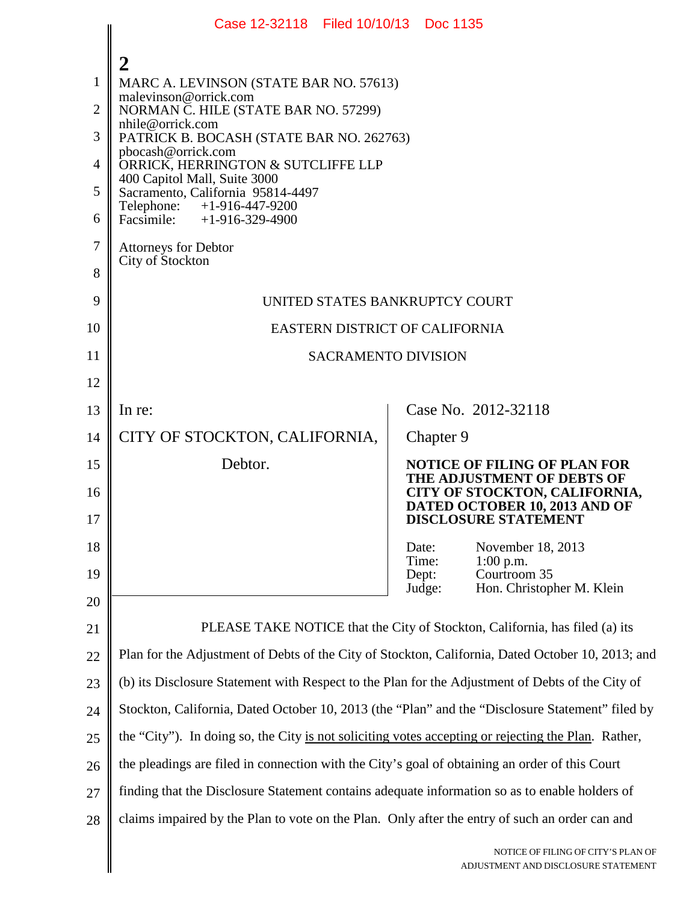MARC A. LEVINSON (STATE BAR NO. 57613)
malevinson@orrick.com
NORMAN C. HILE (STATE BAR NO. 57299)
nhile@orrick.com
PATRICK B. BOCASH (STATE BAR NO. 262763)
pbocash@orrick.com
ORRICK, HERRINGTON & SUTCLIFFE LLP
400 Capitol Mall, Suite 3000
Sacramento, California 95814-4497
Telephone: +1-916-447-9200
Facsimile: +1-916-329-4900

Attorneys for Debtor
City of Stockton

UNITED STATES BANKRUPTCY COURT

EASTERN DISTRICT OF CALIFORNIA

SACRAMENTO DIVISION

In re:

CITY OF STOCKTON, CALIFORNIA,

Debtor.

Case No. 2012-32118

Chapter 9

**NOTICE OF FILING OF PLAN FOR THE ADJUSTMENT OF DEBTS OF CITY OF STOCKTON, CALIFORNIA, DATED OCTOBER 10, 2013 AND OF DISCLOSURE STATEMENT**

Date: November 18, 2013
Time: 1:00 p.m.
Dept: Courtroom 35
Judge: Hon. Christopher M. Klein

PLEASE TAKE NOTICE that the City of Stockton, California, has filed (a) its Plan for the Adjustment of Debts of the City of Stockton, California, Dated October 10, 2013; and (b) its Disclosure Statement with Respect to the Plan for the Adjustment of Debts of the City of Stockton, California, Dated October 10, 2013 (the "Plan" and the "Disclosure Statement" filed by the "City"). In doing so, the City <u>is not soliciting votes accepting or rejecting the Plan</u>. Rather, the pleadings are filed in connection with the City's goal of obtaining an order of this Court finding that the Disclosure Statement contains adequate information so as to enable holders of claims impaired by the Plan to vote on the Plan. Only after the entry of such an order can and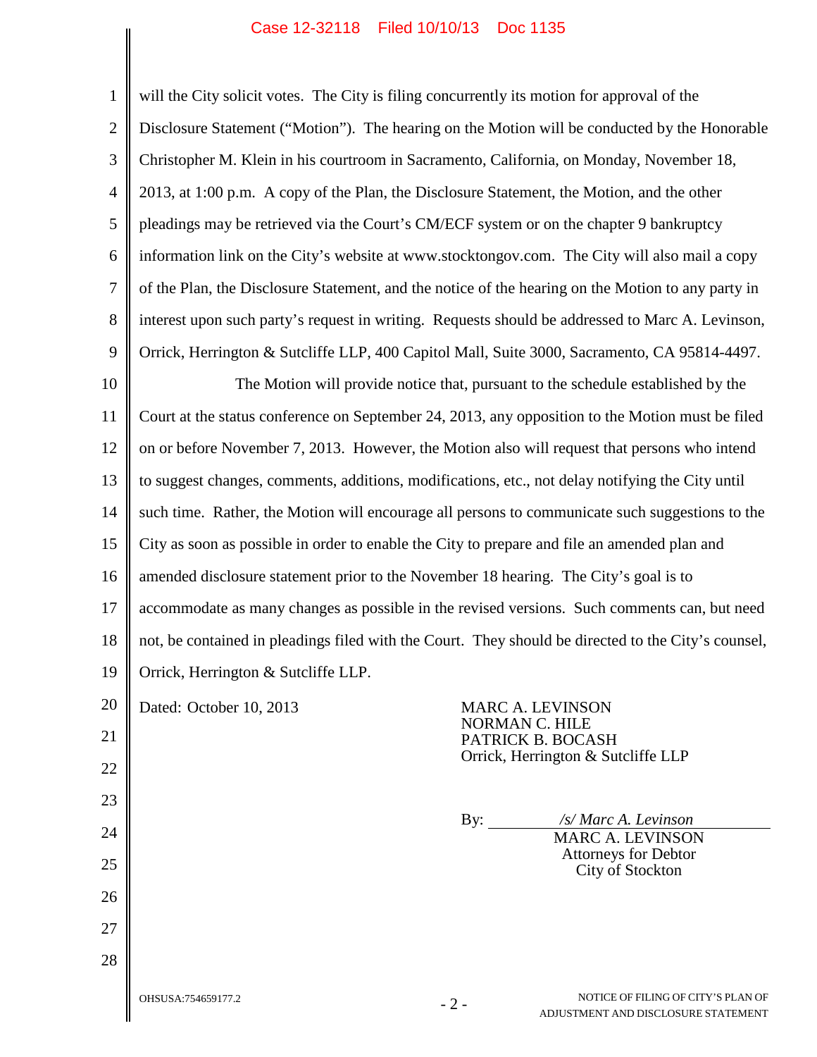will the City solicit votes. The City is filing concurrently its motion for approval of the Disclosure Statement ("Motion"). The hearing on the Motion will be conducted by the Honorable Christopher M. Klein in his courtroom in Sacramento, California, on Monday, November 18, 2013, at 1:00 p.m. A copy of the Plan, the Disclosure Statement, the Motion, and the other pleadings may be retrieved via the Court's CM/ECF system or on the chapter 9 bankruptcy information link on the City's website at www.stocktongov.com. The City will also mail a copy of the Plan, the Disclosure Statement, and the notice of the hearing on the Motion to any party in interest upon such party's request in writing. Requests should be addressed to Marc A. Levinson, Orrick, Herrington & Sutcliffe LLP, 400 Capitol Mall, Suite 3000, Sacramento, CA 95814-4497.

The Motion will provide notice that, pursuant to the schedule established by the Court at the status conference on September 24, 2013, any opposition to the Motion must be filed on or before November 7, 2013. However, the Motion also will request that persons who intend to suggest changes, comments, additions, modifications, etc., not delay notifying the City until such time. Rather, the Motion will encourage all persons to communicate such suggestions to the City as soon as possible in order to enable the City to prepare and file an amended plan and amended disclosure statement prior to the November 18 hearing. The City's goal is to accommodate as many changes as possible in the revised versions. Such comments can, but need not, be contained in pleadings filed with the Court. They should be directed to the City's counsel, Orrick, Herrington & Sutcliffe LLP.

Dated: October 10, 2013

MARC A. LEVINSON
NORMAN C. HILE
PATRICK B. BOCASH
Orrick, Herrington & Sutcliffe LLP

By: */s/ Marc A. Levinson*
MARC A. LEVINSON
Attorneys for Debtor
City of Stockton